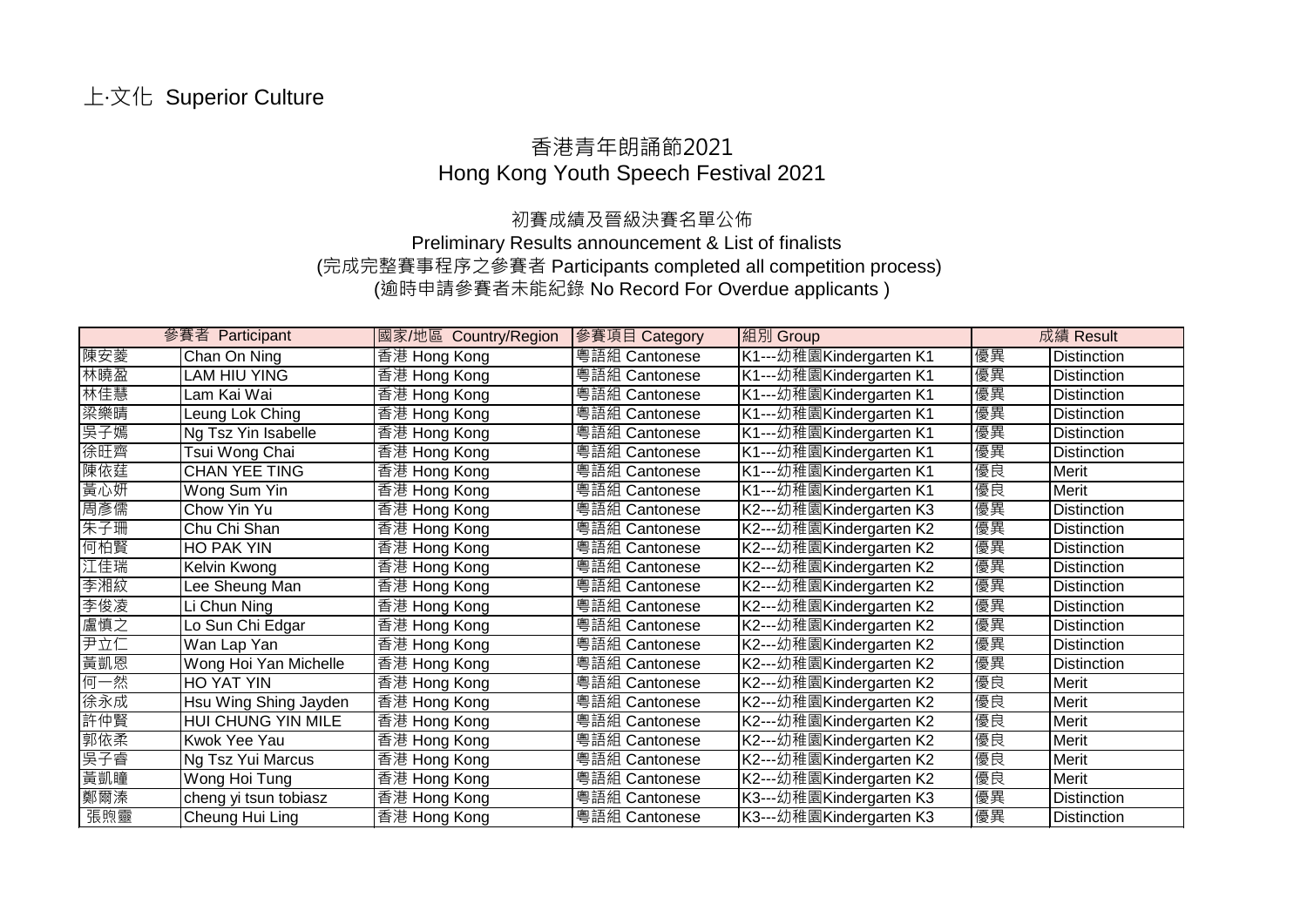上·文化 Superior Culture

# 香港青年朗誦節2021
# Hong Kong Youth Speech Festival 2021

## 初賽成績及晉級決賽名單公佈
## Preliminary Results announcement & List of finalists
(完成完整賽事程序之參賽者 Participants completed all competition process)
(逾時申請參賽者未能紀錄 No Record For Overdue applicants )

| 參賽者 Participant | | 國家/地區 Country/Region | 參賽項目 Category | 組別 Group | 成績 Result | |
|---|---|---|---|---|---|---|
| 陳安菱 | Chan On Ning | 香港 Hong Kong | 粵語組 Cantonese | K1---幼稚園Kindergarten K1 | 優異 | Distinction |
| 林曉盈 | LAM HIU YING | 香港 Hong Kong | 粵語組 Cantonese | K1---幼稚園Kindergarten K1 | 優異 | Distinction |
| 林佳慧 | Lam Kai Wai | 香港 Hong Kong | 粵語組 Cantonese | K1---幼稚園Kindergarten K1 | 優異 | Distinction |
| 梁樂晴 | Leung Lok Ching | 香港 Hong Kong | 粵語組 Cantonese | K1---幼稚園Kindergarten K1 | 優異 | Distinction |
| 吳子嫣 | Ng Tsz Yin Isabelle | 香港 Hong Kong | 粵語組 Cantonese | K1---幼稚園Kindergarten K1 | 優異 | Distinction |
| 徐旺齊 | Tsui Wong Chai | 香港 Hong Kong | 粵語組 Cantonese | K1---幼稚園Kindergarten K1 | 優異 | Distinction |
| 陳依莛 | CHAN YEE TING | 香港 Hong Kong | 粵語組 Cantonese | K1---幼稚園Kindergarten K1 | 優良 | Merit |
| 黃心妍 | Wong Sum Yin | 香港 Hong Kong | 粵語組 Cantonese | K1---幼稚園Kindergarten K1 | 優良 | Merit |
| 周彥儒 | Chow Yin Yu | 香港 Hong Kong | 粵語組 Cantonese | K2---幼稚園Kindergarten K3 | 優異 | Distinction |
| 朱子珊 | Chu Chi Shan | 香港 Hong Kong | 粵語組 Cantonese | K2---幼稚園Kindergarten K2 | 優異 | Distinction |
| 何柏賢 | HO PAK YIN | 香港 Hong Kong | 粵語組 Cantonese | K2---幼稚園Kindergarten K2 | 優異 | Distinction |
| 江佳瑞 | Kelvin Kwong | 香港 Hong Kong | 粵語組 Cantonese | K2---幼稚園Kindergarten K2 | 優異 | Distinction |
| 李湘紋 | Lee Sheung Man | 香港 Hong Kong | 粵語組 Cantonese | K2---幼稚園Kindergarten K2 | 優異 | Distinction |
| 李俊凌 | Li Chun Ning | 香港 Hong Kong | 粵語組 Cantonese | K2---幼稚園Kindergarten K2 | 優異 | Distinction |
| 盧慎之 | Lo Sun Chi Edgar | 香港 Hong Kong | 粵語組 Cantonese | K2---幼稚園Kindergarten K2 | 優異 | Distinction |
| 尹立仁 | Wan Lap Yan | 香港 Hong Kong | 粵語組 Cantonese | K2---幼稚園Kindergarten K2 | 優異 | Distinction |
| 黃凱恩 | Wong Hoi Yan Michelle | 香港 Hong Kong | 粵語組 Cantonese | K2---幼稚園Kindergarten K2 | 優異 | Distinction |
| 何一然 | HO YAT YIN | 香港 Hong Kong | 粵語組 Cantonese | K2---幼稚園Kindergarten K2 | 優良 | Merit |
| 徐永成 | Hsu Wing Shing Jayden | 香港 Hong Kong | 粵語組 Cantonese | K2---幼稚園Kindergarten K2 | 優良 | Merit |
| 許仲賢 | HUI CHUNG YIN MILE | 香港 Hong Kong | 粵語組 Cantonese | K2---幼稚園Kindergarten K2 | 優良 | Merit |
| 郭依柔 | Kwok Yee Yau | 香港 Hong Kong | 粵語組 Cantonese | K2---幼稚園Kindergarten K2 | 優良 | Merit |
| 吳子睿 | Ng Tsz Yui Marcus | 香港 Hong Kong | 粵語組 Cantonese | K2---幼稚園Kindergarten K2 | 優良 | Merit |
| 黃凱瞳 | Wong Hoi Tung | 香港 Hong Kong | 粵語組 Cantonese | K2---幼稚園Kindergarten K2 | 優良 | Merit |
| 鄭爾溱 | cheng yi tsun tobiasz | 香港 Hong Kong | 粵語組 Cantonese | K3---幼稚園Kindergarten K3 | 優異 | Distinction |
| 張煦靈 | Cheung Hui Ling | 香港 Hong Kong | 粵語組 Cantonese | K3---幼稚園Kindergarten K3 | 優異 | Distinction |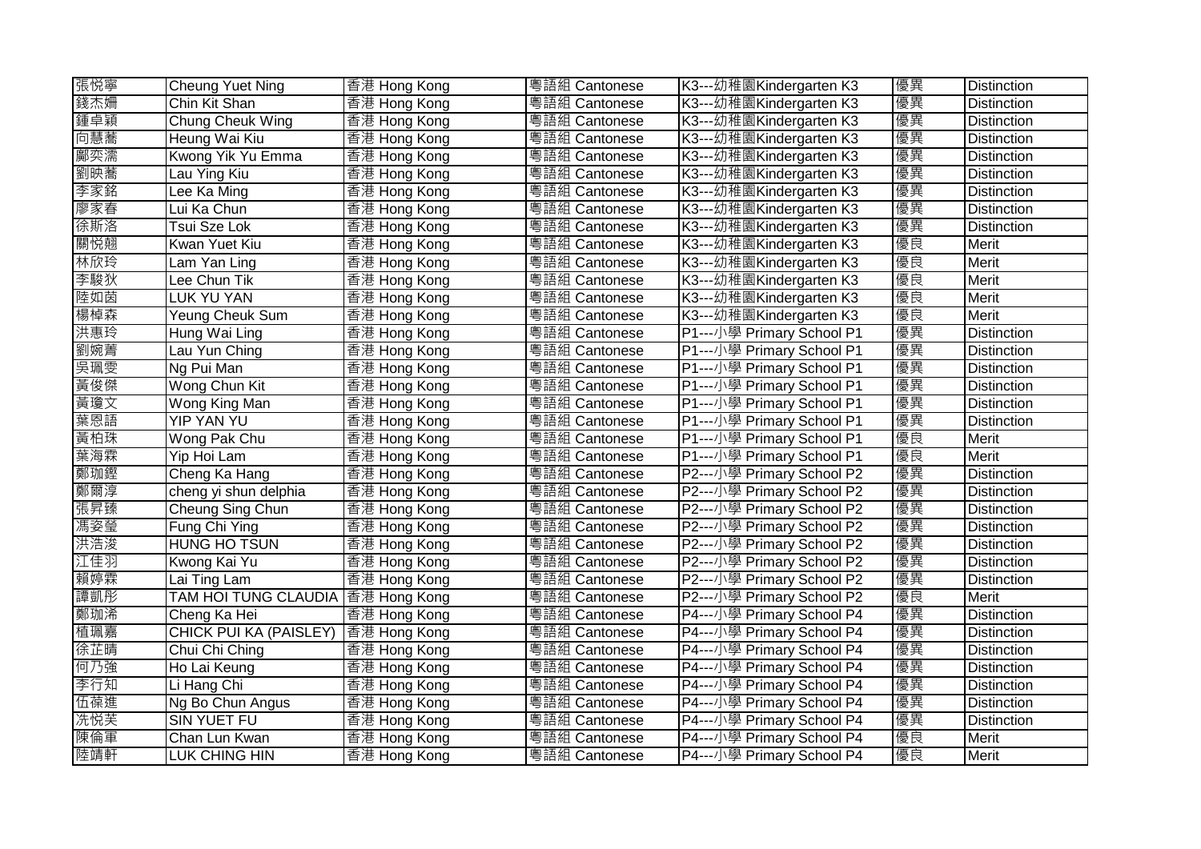| 張悅寧 | Cheung Yuet Ning | 香港 Hong Kong | 粵語組 Cantonese | K3---幼稚園Kindergarten K3 | 優異 | Distinction |
|---|---|---|---|---|---|---|
| 錢杰姍 | Chin Kit Shan | 香港 Hong Kong | 粵語組 Cantonese | K3---幼稚園Kindergarten K3 | 優異 | Distinction |
| 鍾卓穎 | Chung Cheuk Wing | 香港 Hong Kong | 粵語組 Cantonese | K3---幼稚園Kindergarten K3 | 優異 | Distinction |
| 向慧蕎 | Heung Wai Kiu | 香港 Hong Kong | 粵語組 Cantonese | K3---幼稚園Kindergarten K3 | 優異 | Distinction |
| 鄺奕濡 | Kwong Yik Yu Emma | 香港 Hong Kong | 粵語組 Cantonese | K3---幼稚園Kindergarten K3 | 優異 | Distinction |
| 劉映蕎 | Lau Ying Kiu | 香港 Hong Kong | 粵語組 Cantonese | K3---幼稚園Kindergarten K3 | 優異 | Distinction |
| 李家銘 | Lee Ka Ming | 香港 Hong Kong | 粵語組 Cantonese | K3---幼稚園Kindergarten K3 | 優異 | Distinction |
| 廖家春 | Lui Ka Chun | 香港 Hong Kong | 粵語組 Cantonese | K3---幼稚園Kindergarten K3 | 優異 | Distinction |
| 徐斯洛 | Tsui Sze Lok | 香港 Hong Kong | 粵語組 Cantonese | K3---幼稚園Kindergarten K3 | 優異 | Distinction |
| 關悅翹 | Kwan Yuet Kiu | 香港 Hong Kong | 粵語組 Cantonese | K3---幼稚園Kindergarten K3 | 優良 | Merit |
| 林欣玲 | Lam Yan Ling | 香港 Hong Kong | 粵語組 Cantonese | K3---幼稚園Kindergarten K3 | 優良 | Merit |
| 李駿狄 | Lee Chun Tik | 香港 Hong Kong | 粵語組 Cantonese | K3---幼稚園Kindergarten K3 | 優良 | Merit |
| 陸如茵 | LUK YU YAN | 香港 Hong Kong | 粵語組 Cantonese | K3---幼稚園Kindergarten K3 | 優良 | Merit |
| 楊棹森 | Yeung Cheuk Sum | 香港 Hong Kong | 粵語組 Cantonese | K3---幼稚園Kindergarten K3 | 優良 | Merit |
| 洪惠玲 | Hung Wai Ling | 香港 Hong Kong | 粵語組 Cantonese | P1---小學 Primary School P1 | 優異 | Distinction |
| 劉婉菁 | Lau Yun Ching | 香港 Hong Kong | 粵語組 Cantonese | P1---小學 Primary School P1 | 優異 | Distinction |
| 吳珮雯 | Ng Pui Man | 香港 Hong Kong | 粵語組 Cantonese | P1---小學 Primary School P1 | 優異 | Distinction |
| 黃俊傑 | Wong Chun Kit | 香港 Hong Kong | 粵語組 Cantonese | P1---小學 Primary School P1 | 優異 | Distinction |
| 黃瓊文 | Wong King Man | 香港 Hong Kong | 粵語組 Cantonese | P1---小學 Primary School P1 | 優異 | Distinction |
| 葉恩語 | YIP YAN YU | 香港 Hong Kong | 粵語組 Cantonese | P1---小學 Primary School P1 | 優異 | Distinction |
| 黃柏珠 | Wong Pak Chu | 香港 Hong Kong | 粵語組 Cantonese | P1---小學 Primary School P1 | 優良 | Merit |
| 葉海霖 | Yip Hoi Lam | 香港 Hong Kong | 粵語組 Cantonese | P1---小學 Primary School P1 | 優良 | Merit |
| 鄭珈鏗 | Cheng Ka Hang | 香港 Hong Kong | 粵語組 Cantonese | P2---小學 Primary School P2 | 優異 | Distinction |
| 鄭爾淳 | cheng yi shun delphia | 香港 Hong Kong | 粵語組 Cantonese | P2---小學 Primary School P2 | 優異 | Distinction |
| 張昇臻 | Cheung Sing Chun | 香港 Hong Kong | 粵語組 Cantonese | P2---小學 Primary School P2 | 優異 | Distinction |
| 馮姿瑩 | Fung Chi Ying | 香港 Hong Kong | 粵語組 Cantonese | P2---小學 Primary School P2 | 優異 | Distinction |
| 洪浩浚 | HUNG HO TSUN | 香港 Hong Kong | 粵語組 Cantonese | P2---小學 Primary School P2 | 優異 | Distinction |
| 江佳羽 | Kwong Kai Yu | 香港 Hong Kong | 粵語組 Cantonese | P2---小學 Primary School P2 | 優異 | Distinction |
| 賴婷霖 | Lai Ting Lam | 香港 Hong Kong | 粵語組 Cantonese | P2---小學 Primary School P2 | 優異 | Distinction |
| 譚凱彤 | TAM HOI TUNG CLAUDIA | 香港 Hong Kong | 粵語組 Cantonese | P2---小學 Primary School P2 | 優良 | Merit |
| 鄭珈浠 | Cheng Ka Hei | 香港 Hong Kong | 粵語組 Cantonese | P4---小學 Primary School P4 | 優異 | Distinction |
| 植珮嘉 | CHICK PUI KA (PAISLEY) | 香港 Hong Kong | 粵語組 Cantonese | P4---小學 Primary School P4 | 優異 | Distinction |
| 徐芷晴 | Chui Chi Ching | 香港 Hong Kong | 粵語組 Cantonese | P4---小學 Primary School P4 | 優異 | Distinction |
| 何乃強 | Ho Lai Keung | 香港 Hong Kong | 粵語組 Cantonese | P4---小學 Primary School P4 | 優異 | Distinction |
| 李行知 | Li Hang Chi | 香港 Hong Kong | 粵語組 Cantonese | P4---小學 Primary School P4 | 優異 | Distinction |
| 伍葆進 | Ng Bo Chun Angus | 香港 Hong Kong | 粵語組 Cantonese | P4---小學 Primary School P4 | 優異 | Distinction |
| 冼悦芙 | SIN YUET FU | 香港 Hong Kong | 粵語組 Cantonese | P4---小學 Primary School P4 | 優異 | Distinction |
| 陳倫軍 | Chan Lun Kwan | 香港 Hong Kong | 粵語組 Cantonese | P4---小學 Primary School P4 | 優良 | Merit |
| 陸靖軒 | LUK CHING HIN | 香港 Hong Kong | 粵語組 Cantonese | P4---小學 Primary School P4 | 優良 | Merit |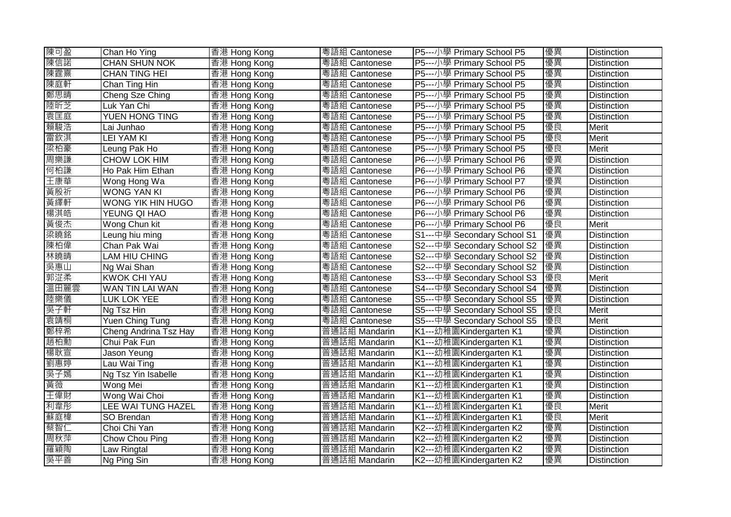| 陳可盈 | Chan Ho Ying | 香港 Hong Kong | 粵語組 Cantonese | P5---小學 Primary School P5 | 優異 | Distinction |
|---|---|---|---|---|---|---|
| 陳信諾 | CHAN SHUN NOK | 香港 Hong Kong | 粵語組 Cantonese | P5---小學 Primary School P5 | 優異 | Distinction |
| 陳霆熹 | CHAN TING HEI | 香港 Hong Kong | 粵語組 Cantonese | P5---小學 Primary School P5 | 優異 | Distinction |
| 陳庭軒 | Chan Ting Hin | 香港 Hong Kong | 粵語組 Cantonese | P5---小學 Primary School P5 | 優異 | Distinction |
| 鄭思晴 | Cheng Sze Ching | 香港 Hong Kong | 粵語組 Cantonese | P5---小學 Primary School P5 | 優異 | Distinction |
| 陸昕芝 | Luk Yan Chi | 香港 Hong Kong | 粵語組 Cantonese | P5---小學 Primary School P5 | 優異 | Distinction |
| 袁匡庭 | YUEN HONG TING | 香港 Hong Kong | 粵語組 Cantonese | P5---小學 Primary School P5 | 優異 | Distinction |
| 賴駿浩 | Lai Junhao | 香港 Hong Kong | 粵語組 Cantonese | P5---小學 Primary School P5 | 優良 | Merit |
| 雷欽淇 | LEI YAM KI | 香港 Hong Kong | 粵語組 Cantonese | P5---小學 Primary School P5 | 優良 | Merit |
| 梁柏豪 | Leung Pak Ho | 香港 Hong Kong | 粵語組 Cantonese | P5---小學 Primary School P5 | 優良 | Merit |
| 周樂謙 | CHOW LOK HIM | 香港 Hong Kong | 粵語組 Cantonese | P6---小學 Primary School P6 | 優異 | Distinction |
| 何柏謙 | Ho Pak Him Ethan | 香港 Hong Kong | 粵語組 Cantonese | P6---小學 Primary School P6 | 優異 | Distinction |
| 王康華 | Wong Hong Wa | 香港 Hong Kong | 粵語組 Cantonese | P6---小學 Primary School P7 | 優異 | Distinction |
| 黃殷祈 | WONG YAN KI | 香港 Hong Kong | 粵語組 Cantonese | P6---小學 Primary School P6 | 優異 | Distinction |
| 黃繹軒 | WONG YIK HIN HUGO | 香港 Hong Kong | 粵語組 Cantonese | P6---小學 Primary School P6 | 優異 | Distinction |
| 楊淇皓 | YEUNG QI HAO | 香港 Hong Kong | 粵語組 Cantonese | P6---小學 Primary School P6 | 優異 | Distinction |
| 黃俊杰 | Wong Chun kit | 香港 Hong Kong | 粵語組 Cantonese | P6---小學 Primary School P6 | 優良 | Merit |
| 梁曉銘 | Leung hiu ming | 香港 Hong Kong | 粵語組 Cantonese | S1---中學 Secondary School S1 | 優異 | Distinction |
| 陳柏偉 | Chan Pak Wai | 香港 Hong Kong | 粵語組 Cantonese | S2---中學 Secondary School S2 | 優異 | Distinction |
| 林曉晴 | LAM HIU CHING | 香港 Hong Kong | 粵語組 Cantonese | S2---中學 Secondary School S2 | 優異 | Distinction |
| 吳惠山 | Ng Wai Shan | 香港 Hong Kong | 粵語組 Cantonese | S2---中學 Secondary School S2 | 優異 | Distinction |
| 郭芷柔 | KWOK CHI YAU | 香港 Hong Kong | 粵語組 Cantonese | S3---中學 Secondary School S3 | 優良 | Merit |
| 溫田麗雲 | WAN TIN LAI WAN | 香港 Hong Kong | 粵語組 Cantonese | S4---中學 Secondary School S4 | 優異 | Distinction |
| 陸樂儀 | LUK LOK YEE | 香港 Hong Kong | 粵語組 Cantonese | S5---中學 Secondary School S5 | 優異 | Distinction |
| 吳子軒 | Ng Tsz Hin | 香港 Hong Kong | 粵語組 Cantonese | S5---中學 Secondary School S5 | 優良 | Merit |
| 袁靖桐 | Yuen Ching Tung | 香港 Hong Kong | 粵語組 Cantonese | S5---中學 Secondary School S5 | 優良 | Merit |
| 鄭梓希 | Cheng Andrina Tsz Hay | 香港 Hong Kong | 普通話組 Mandarin | K1---幼稚園Kindergarten K1 | 優異 | Distinction |
| 趙柏勳 | Chui Pak Fun | 香港 Hong Kong | 普通話組 Mandarin | K1---幼稚園Kindergarten K1 | 優異 | Distinction |
| 楊耿宣 | Jason Yeung | 香港 Hong Kong | 普通話組 Mandarin | K1---幼稚園Kindergarten K1 | 優異 | Distinction |
| 劉惠婷 | Lau Wai Ting | 香港 Hong Kong | 普通話組 Mandarin | K1---幼稚園Kindergarten K1 | 優異 | Distinction |
| 吳子嫣 | Ng Tsz Yin Isabelle | 香港 Hong Kong | 普通話組 Mandarin | K1---幼稚園Kindergarten K1 | 優異 | Distinction |
| 黃薇 | Wong Mei | 香港 Hong Kong | 普通話組 Mandarin | K1---幼稚園Kindergarten K1 | 優異 | Distinction |
| 王偉財 | Wong Wai Choi | 香港 Hong Kong | 普通話組 Mandarin | K1---幼稚園Kindergarten K1 | 優異 | Distinction |
| 利韋彤 | LEE WAI TUNG HAZEL | 香港 Hong Kong | 普通話組 Mandarin | K1---幼稚園Kindergarten K1 | 優良 | Merit |
| 蘇庭樟 | SO Brendan | 香港 Hong Kong | 普通話組 Mandarin | K1---幼稚園Kindergarten K1 | 優良 | Merit |
| 蔡智仁 | Choi Chi Yan | 香港 Hong Kong | 普通話組 Mandarin | K2---幼稚園Kindergarten K2 | 優異 | Distinction |
| 周秋萍 | Chow Chou Ping | 香港 Hong Kong | 普通話組 Mandarin | K2---幼稚園Kindergarten K2 | 優異 | Distinction |
| 羅穎陶 | Law Ringtal | 香港 Hong Kong | 普通話組 Mandarin | K2---幼稚園Kindergarten K2 | 優異 | Distinction |
| 吳平善 | Ng Ping Sin | 香港 Hong Kong | 普通話組 Mandarin | K2---幼稚園Kindergarten K2 | 優異 | Distinction |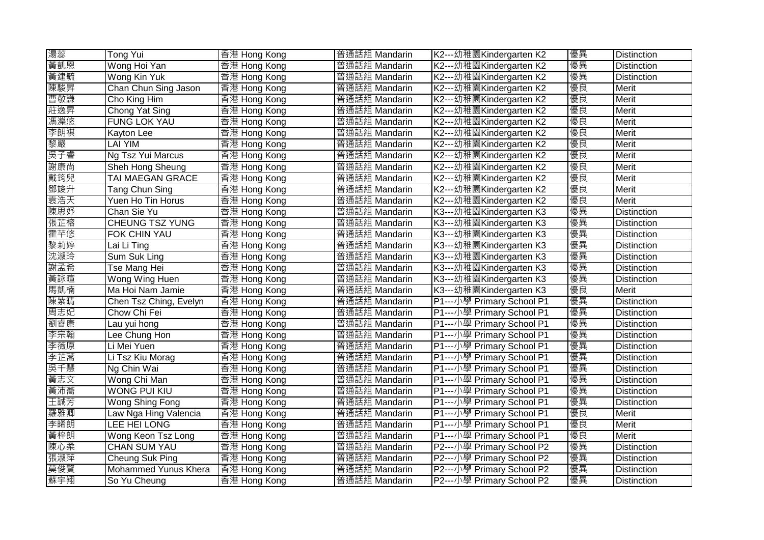| 湯蕊 | Tong Yui | 香港 Hong Kong | 普通話組 Mandarin | K2---幼稚園Kindergarten K2 | 優異 | Distinction |
|---|---|---|---|---|---|---|
| 黃凱恩 | Wong Hoi Yan | 香港 Hong Kong | 普通話組 Mandarin | K2---幼稚園Kindergarten K2 | 優異 | Distinction |
| 黃建毓 | Wong Kin Yuk | 香港 Hong Kong | 普通話組 Mandarin | K2---幼稚園Kindergarten K2 | 優異 | Distinction |
| 陳駿昇 | Chan Chun Sing Jason | 香港 Hong Kong | 普通話組 Mandarin | K2---幼稚園Kindergarten K2 | 優良 | Merit |
| 曹敬謙 | Cho King Him | 香港 Hong Kong | 普通話組 Mandarin | K2---幼稚園Kindergarten K2 | 優良 | Merit |
| 莊逸昇 | Chong Yat Sing | 香港 Hong Kong | 普通話組 Mandarin | K2---幼稚園Kindergarten K2 | 優良 | Merit |
| 馮濼悠 | FUNG LOK YAU | 香港 Hong Kong | 普通話組 Mandarin | K2---幼稚園Kindergarten K2 | 優良 | Merit |
| 李朗祺 | Kayton Lee | 香港 Hong Kong | 普通話組 Mandarin | K2---幼稚園Kindergarten K2 | 優良 | Merit |
| 黎嚴 | LAI YIM | 香港 Hong Kong | 普通話組 Mandarin | K2---幼稚園Kindergarten K2 | 優良 | Merit |
| 吳子睿 | Ng Tsz Yui Marcus | 香港 Hong Kong | 普通話組 Mandarin | K2---幼稚園Kindergarten K2 | 優良 | Merit |
| 謝康尚 | Sheh Hong Sheung | 香港 Hong Kong | 普通話組 Mandarin | K2---幼稚園Kindergarten K2 | 優良 | Merit |
| 戴筠兒 | TAI MAEGAN GRACE | 香港 Hong Kong | 普通話組 Mandarin | K2---幼稚園Kindergarten K2 | 優良 | Merit |
| 鄧竣升 | Tang Chun Sing | 香港 Hong Kong | 普通話組 Mandarin | K2---幼稚園Kindergarten K2 | 優良 | Merit |
| 袁浩天 | Yuen Ho Tin Horus | 香港 Hong Kong | 普通話組 Mandarin | K2---幼稚園Kindergarten K2 | 優良 | Merit |
| 陳思妤 | Chan Sie Yu | 香港 Hong Kong | 普通話組 Mandarin | K3---幼稚園Kindergarten K3 | 優異 | Distinction |
| 張芷榕 | CHEUNG TSZ YUNG | 香港 Hong Kong | 普通話組 Mandarin | K3---幼稚園Kindergarten K3 | 優異 | Distinction |
| 霍芊悠 | FOK CHIN YAU | 香港 Hong Kong | 普通話組 Mandarin | K3---幼稚園Kindergarten K3 | 優異 | Distinction |
| 黎莉婷 | Lai Li Ting | 香港 Hong Kong | 普通話組 Mandarin | K3---幼稚園Kindergarten K3 | 優異 | Distinction |
| 沈淑玲 | Sum Suk Ling | 香港 Hong Kong | 普通話組 Mandarin | K3---幼稚園Kindergarten K3 | 優異 | Distinction |
| 謝孟希 | Tse Mang Hei | 香港 Hong Kong | 普通話組 Mandarin | K3---幼稚園Kindergarten K3 | 優異 | Distinction |
| 黃詠暄 | Wong Wing Huen | 香港 Hong Kong | 普通話組 Mandarin | K3---幼稚園Kindergarten K3 | 優異 | Distinction |
| 馬凱楠 | Ma Hoi Nam Jamie | 香港 Hong Kong | 普通話組 Mandarin | K3---幼稚園Kindergarten K3 | 優良 | Merit |
| 陳紫晴 | Chen Tsz Ching, Evelyn | 香港 Hong Kong | 普通話組 Mandarin | P1---小學 Primary School P1 | 優異 | Distinction |
| 周志妃 | Chow Chi Fei | 香港 Hong Kong | 普通話組 Mandarin | P1---小學 Primary School P1 | 優異 | Distinction |
| 劉睿康 | Lau yui hong | 香港 Hong Kong | 普通話組 Mandarin | P1---小學 Primary School P1 | 優異 | Distinction |
| 李宗翰 | Lee Chung Hon | 香港 Hong Kong | 普通話組 Mandarin | P1---小學 Primary School P1 | 優異 | Distinction |
| 李薇原 | Li Mei Yuen | 香港 Hong Kong | 普通話組 Mandarin | P1---小學 Primary School P1 | 優異 | Distinction |
| 李芷蕎 | Li Tsz Kiu Morag | 香港 Hong Kong | 普通話組 Mandarin | P1---小學 Primary School P1 | 優異 | Distinction |
| 吳千慧 | Ng Chin Wai | 香港 Hong Kong | 普通話組 Mandarin | P1---小學 Primary School P1 | 優異 | Distinction |
| 黃志文 | Wong Chi Man | 香港 Hong Kong | 普通話組 Mandarin | P1---小學 Primary School P1 | 優異 | Distinction |
| 黃沛蕎 | WONG PUI KIU | 香港 Hong Kong | 普通話組 Mandarin | P1---小學 Primary School P1 | 優異 | Distinction |
| 王誠芳 | Wong Shing Fong | 香港 Hong Kong | 普通話組 Mandarin | P1---小學 Primary School P1 | 優異 | Distinction |
| 羅雅卿 | Law Nga Hing Valencia | 香港 Hong Kong | 普通話組 Mandarin | P1---小學 Primary School P1 | 優良 | Merit |
| 李晞朗 | LEE HEI LONG | 香港 Hong Kong | 普通話組 Mandarin | P1---小學 Primary School P1 | 優良 | Merit |
| 黃梓朗 | Wong Keon Tsz Long | 香港 Hong Kong | 普通話組 Mandarin | P1---小學 Primary School P1 | 優良 | Merit |
| 陳心柔 | CHAN SUM YAU | 香港 Hong Kong | 普通話組 Mandarin | P2---小學 Primary School P2 | 優異 | Distinction |
| 張淑萍 | Cheung Suk Ping | 香港 Hong Kong | 普通話組 Mandarin | P2---小學 Primary School P2 | 優異 | Distinction |
| 莫俊賢 | Mohammed Yunus Khera | 香港 Hong Kong | 普通話組 Mandarin | P2---小學 Primary School P2 | 優異 | Distinction |
| 蘇宇翔 | So Yu Cheung | 香港 Hong Kong | 普通話組 Mandarin | P2---小學 Primary School P2 | 優異 | Distinction |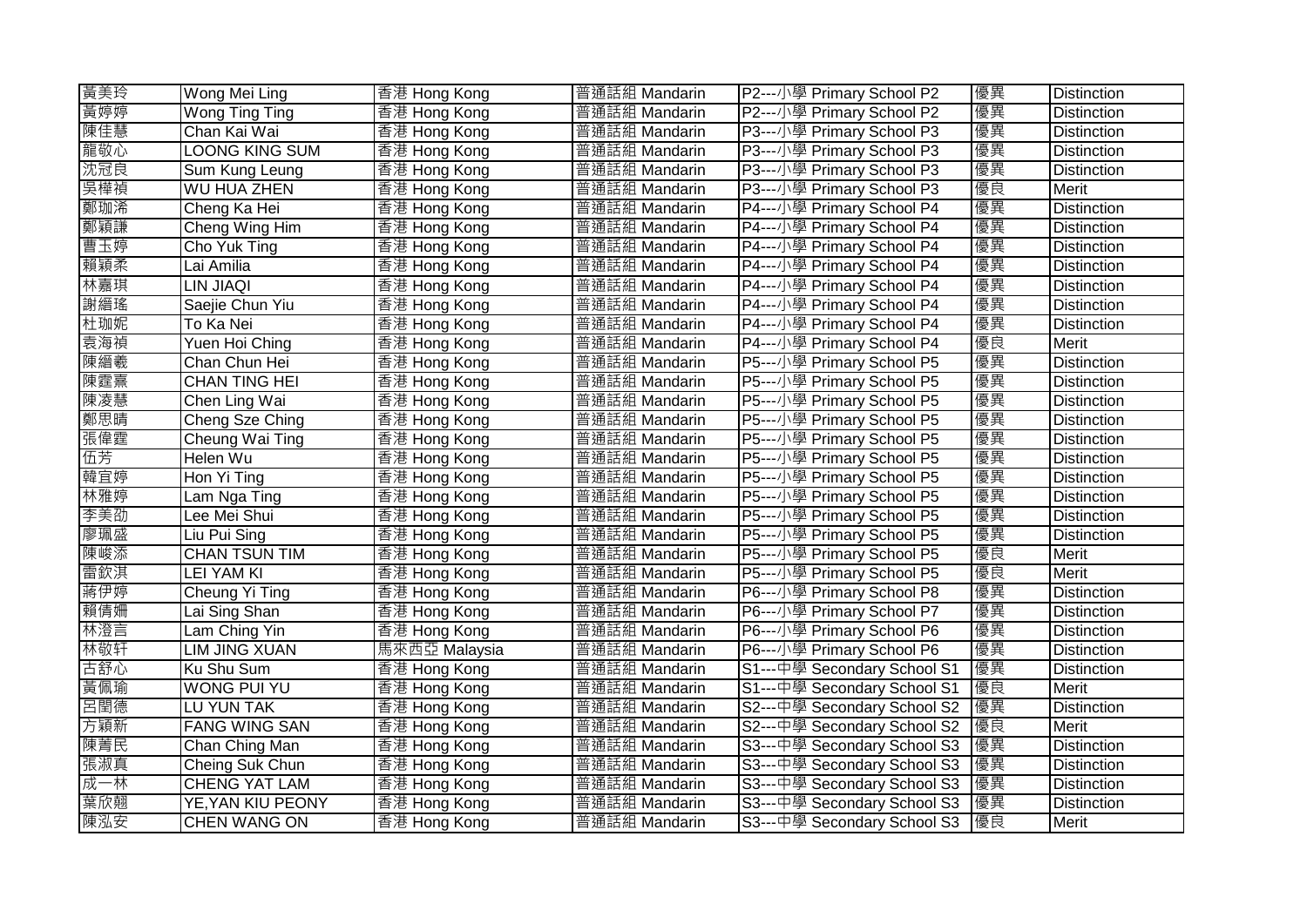| | | | | | | |
|---|---|---|---|---|---|---|
| 黃美玲 | Wong Mei Ling | 香港 Hong Kong | 普通話組 Mandarin | P2---小學 Primary School P2 | 優異 | Distinction |
| 黃婷婷 | Wong Ting Ting | 香港 Hong Kong | 普通話組 Mandarin | P2---小學 Primary School P2 | 優異 | Distinction |
| 陳佳慧 | Chan Kai Wai | 香港 Hong Kong | 普通話組 Mandarin | P3---小學 Primary School P3 | 優異 | Distinction |
| 龍敬心 | LOONG KING SUM | 香港 Hong Kong | 普通話組 Mandarin | P3---小學 Primary School P3 | 優異 | Distinction |
| 沈冠良 | Sum Kung Leung | 香港 Hong Kong | 普通話組 Mandarin | P3---小學 Primary School P3 | 優異 | Distinction |
| 吳樺禎 | WU HUA ZHEN | 香港 Hong Kong | 普通話組 Mandarin | P3---小學 Primary School P3 | 優良 | Merit |
| 鄭珈浠 | Cheng Ka Hei | 香港 Hong Kong | 普通話組 Mandarin | P4---小學 Primary School P4 | 優異 | Distinction |
| 鄭穎謙 | Cheng Wing Him | 香港 Hong Kong | 普通話組 Mandarin | P4---小學 Primary School P4 | 優異 | Distinction |
| 曹玉婷 | Cho Yuk Ting | 香港 Hong Kong | 普通話組 Mandarin | P4---小學 Primary School P4 | 優異 | Distinction |
| 賴穎柔 | Lai Amilia | 香港 Hong Kong | 普通話組 Mandarin | P4---小學 Primary School P4 | 優異 | Distinction |
| 林嘉琪 | LIN JIAQI | 香港 Hong Kong | 普通話組 Mandarin | P4---小學 Primary School P4 | 優異 | Distinction |
| 謝縉瑤 | Saejie Chun Yiu | 香港 Hong Kong | 普通話組 Mandarin | P4---小學 Primary School P4 | 優異 | Distinction |
| 杜珈妮 | To Ka Nei | 香港 Hong Kong | 普通話組 Mandarin | P4---小學 Primary School P4 | 優異 | Distinction |
| 袁海禎 | Yuen Hoi Ching | 香港 Hong Kong | 普通話組 Mandarin | P4---小學 Primary School P4 | 優良 | Merit |
| 陳縉羲 | Chan Chun Hei | 香港 Hong Kong | 普通話組 Mandarin | P5---小學 Primary School P5 | 優異 | Distinction |
| 陳霆熹 | CHAN TING HEI | 香港 Hong Kong | 普通話組 Mandarin | P5---小學 Primary School P5 | 優異 | Distinction |
| 陳凌慧 | Chen Ling Wai | 香港 Hong Kong | 普通話組 Mandarin | P5---小學 Primary School P5 | 優異 | Distinction |
| 鄭思晴 | Cheng Sze Ching | 香港 Hong Kong | 普通話組 Mandarin | P5---小學 Primary School P5 | 優異 | Distinction |
| 張偉霆 | Cheung Wai Ting | 香港 Hong Kong | 普通話組 Mandarin | P5---小學 Primary School P5 | 優異 | Distinction |
| 伍芳 | Helen Wu | 香港 Hong Kong | 普通話組 Mandarin | P5---小學 Primary School P5 | 優異 | Distinction |
| 韓宜婷 | Hon Yi Ting | 香港 Hong Kong | 普通話組 Mandarin | P5---小學 Primary School P5 | 優異 | Distinction |
| 林雅婷 | Lam Nga Ting | 香港 Hong Kong | 普通話組 Mandarin | P5---小學 Primary School P5 | 優異 | Distinction |
| 李美劭 | Lee Mei Shui | 香港 Hong Kong | 普通話組 Mandarin | P5---小學 Primary School P5 | 優異 | Distinction |
| 廖珮盛 | Liu Pui Sing | 香港 Hong Kong | 普通話組 Mandarin | P5---小學 Primary School P5 | 優異 | Distinction |
| 陳峻添 | CHAN TSUN TIM | 香港 Hong Kong | 普通話組 Mandarin | P5---小學 Primary School P5 | 優良 | Merit |
| 雷欽淇 | LEI YAM KI | 香港 Hong Kong | 普通話組 Mandarin | P5---小學 Primary School P5 | 優良 | Merit |
| 蔣伊婷 | Cheung Yi Ting | 香港 Hong Kong | 普通話組 Mandarin | P6---小學 Primary School P8 | 優異 | Distinction |
| 賴倩姍 | Lai Sing Shan | 香港 Hong Kong | 普通話組 Mandarin | P6---小學 Primary School P7 | 優異 | Distinction |
| 林澄言 | Lam Ching Yin | 香港 Hong Kong | 普通話組 Mandarin | P6---小學 Primary School P6 | 優異 | Distinction |
| 林敬轩 | LIM JING XUAN | 馬來西亞 Malaysia | 普通話組 Mandarin | P6---小學 Primary School P6 | 優異 | Distinction |
| 古舒心 | Ku Shu Sum | 香港 Hong Kong | 普通話組 Mandarin | S1---中學 Secondary School S1 | 優異 | Distinction |
| 黃佩瑜 | WONG PUI YU | 香港 Hong Kong | 普通話組 Mandarin | S1---中學 Secondary School S1 | 優良 | Merit |
| 呂閏德 | LU YUN TAK | 香港 Hong Kong | 普通話組 Mandarin | S2---中學 Secondary School S2 | 優異 | Distinction |
| 方穎新 | FANG WING SAN | 香港 Hong Kong | 普通話組 Mandarin | S2---中學 Secondary School S2 | 優良 | Merit |
| 陳菁民 | Chan Ching Man | 香港 Hong Kong | 普通話組 Mandarin | S3---中學 Secondary School S3 | 優異 | Distinction |
| 張淑真 | Cheing Suk Chun | 香港 Hong Kong | 普通話組 Mandarin | S3---中學 Secondary School S3 | 優異 | Distinction |
| 成一林 | CHENG YAT LAM | 香港 Hong Kong | 普通話組 Mandarin | S3---中學 Secondary School S3 | 優異 | Distinction |
| 葉欣翹 | YE,YAN KIU PEONY | 香港 Hong Kong | 普通話組 Mandarin | S3---中學 Secondary School S3 | 優異 | Distinction |
| 陳泓安 | CHEN WANG ON | 香港 Hong Kong | 普通話組 Mandarin | S3---中學 Secondary School S3 | 優良 | Merit |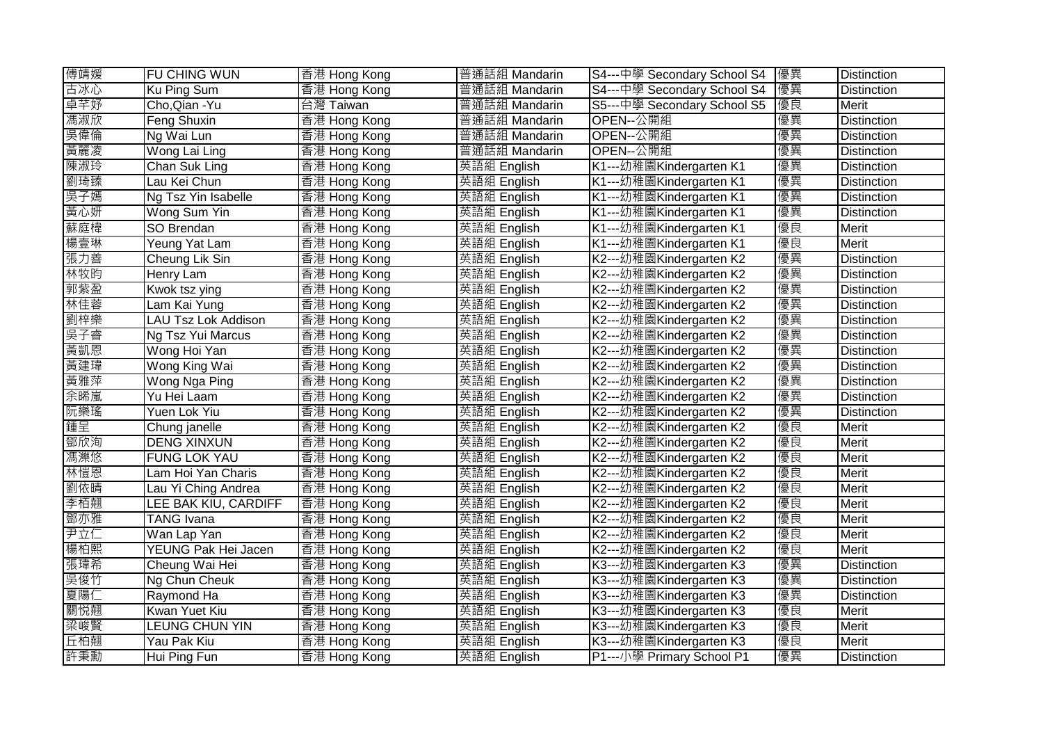| 傅靖媛 | FU CHING WUN | 香港 Hong Kong | 普通話組 Mandarin | S4---中學 Secondary School S4 | 優異 | Distinction |
|---|---|---|---|---|---|---|
| 古冰心 | Ku Ping Sum | 香港 Hong Kong | 普通話組 Mandarin | S4---中學 Secondary School S4 | 優異 | Distinction |
| 卓芊妤 | Cho,Qian -Yu | 台灣 Taiwan | 普通話組 Mandarin | S5---中學 Secondary School S5 | 優良 | Merit |
| 馮淑欣 | Feng Shuxin | 香港 Hong Kong | 普通話組 Mandarin | OPEN--公開組 | 優異 | Distinction |
| 吳偉倫 | Ng Wai Lun | 香港 Hong Kong | 普通話組 Mandarin | OPEN--公開組 | 優異 | Distinction |
| 黃麗凌 | Wong Lai Ling | 香港 Hong Kong | 普通話組 Mandarin | OPEN--公開組 | 優異 | Distinction |
| 陳淑玲 | Chan Suk Ling | 香港 Hong Kong | 英語組 English | K1---幼稚園Kindergarten K1 | 優異 | Distinction |
| 劉琦臻 | Lau Kei Chun | 香港 Hong Kong | 英語組 English | K1---幼稚園Kindergarten K1 | 優異 | Distinction |
| 吳子嫣 | Ng Tsz Yin Isabelle | 香港 Hong Kong | 英語組 English | K1---幼稚園Kindergarten K1 | 優異 | Distinction |
| 黃心妍 | Wong Sum Yin | 香港 Hong Kong | 英語組 English | K1---幼稚園Kindergarten K1 | 優異 | Distinction |
| 蘇庭樟 | SO Brendan | 香港 Hong Kong | 英語組 English | K1---幼稚園Kindergarten K1 | 優良 | Merit |
| 楊壹琳 | Yeung Yat Lam | 香港 Hong Kong | 英語組 English | K1---幼稚園Kindergarten K1 | 優良 | Merit |
| 張力善 | Cheung Lik Sin | 香港 Hong Kong | 英語組 English | K2---幼稚園Kindergarten K2 | 優異 | Distinction |
| 林牧昀 | Henry Lam | 香港 Hong Kong | 英語組 English | K2---幼稚園Kindergarten K2 | 優異 | Distinction |
| 郭紫盈 | Kwok tsz ying | 香港 Hong Kong | 英語組 English | K2---幼稚園Kindergarten K2 | 優異 | Distinction |
| 林佳蓉 | Lam Kai Yung | 香港 Hong Kong | 英語組 English | K2---幼稚園Kindergarten K2 | 優異 | Distinction |
| 劉梓樂 | LAU Tsz Lok Addison | 香港 Hong Kong | 英語組 English | K2---幼稚園Kindergarten K2 | 優異 | Distinction |
| 吳子睿 | Ng Tsz Yui Marcus | 香港 Hong Kong | 英語組 English | K2---幼稚園Kindergarten K2 | 優異 | Distinction |
| 黃凱恩 | Wong Hoi Yan | 香港 Hong Kong | 英語組 English | K2---幼稚園Kindergarten K2 | 優異 | Distinction |
| 黃建瑋 | Wong King Wai | 香港 Hong Kong | 英語組 English | K2---幼稚園Kindergarten K2 | 優異 | Distinction |
| 黃雅萍 | Wong Nga Ping | 香港 Hong Kong | 英語組 English | K2---幼稚園Kindergarten K2 | 優異 | Distinction |
| 余晞嵐 | Yu Hei Laam | 香港 Hong Kong | 英語組 English | K2---幼稚園Kindergarten K2 | 優異 | Distinction |
| 阮樂瑤 | Yuen Lok Yiu | 香港 Hong Kong | 英語組 English | K2---幼稚園Kindergarten K2 | 優異 | Distinction |
| 鍾呈 | Chung janelle | 香港 Hong Kong | 英語組 English | K2---幼稚園Kindergarten K2 | 優良 | Merit |
| 鄧欣洵 | DENG XINXUN | 香港 Hong Kong | 英語組 English | K2---幼稚園Kindergarten K2 | 優良 | Merit |
| 馮濼悠 | FUNG LOK YAU | 香港 Hong Kong | 英語組 English | K2---幼稚園Kindergarten K2 | 優良 | Merit |
| 林愷恩 | Lam Hoi Yan Charis | 香港 Hong Kong | 英語組 English | K2---幼稚園Kindergarten K2 | 優良 | Merit |
| 劉依晴 | Lau Yi Ching Andrea | 香港 Hong Kong | 英語組 English | K2---幼稚園Kindergarten K2 | 優良 | Merit |
| 李栢翹 | LEE BAK KIU, CARDIFF | 香港 Hong Kong | 英語組 English | K2---幼稚園Kindergarten K2 | 優良 | Merit |
| 鄧亦雅 | TANG Ivana | 香港 Hong Kong | 英語組 English | K2---幼稚園Kindergarten K2 | 優良 | Merit |
| 尹立仁 | Wan Lap Yan | 香港 Hong Kong | 英語組 English | K2---幼稚園Kindergarten K2 | 優良 | Merit |
| 楊柏熙 | YEUNG Pak Hei Jacen | 香港 Hong Kong | 英語組 English | K2---幼稚園Kindergarten K2 | 優良 | Merit |
| 張瑋希 | Cheung Wai Hei | 香港 Hong Kong | 英語組 English | K3---幼稚園Kindergarten K3 | 優異 | Distinction |
| 吳俊竹 | Ng Chun Cheuk | 香港 Hong Kong | 英語組 English | K3---幼稚園Kindergarten K3 | 優異 | Distinction |
| 夏陽仁 | Raymond Ha | 香港 Hong Kong | 英語組 English | K3---幼稚園Kindergarten K3 | 優異 | Distinction |
| 關悅翹 | Kwan Yuet Kiu | 香港 Hong Kong | 英語組 English | K3---幼稚園Kindergarten K3 | 優良 | Merit |
| 梁峻賢 | LEUNG CHUN YIN | 香港 Hong Kong | 英語組 English | K3---幼稚園Kindergarten K3 | 優良 | Merit |
| 丘柏翹 | Yau Pak Kiu | 香港 Hong Kong | 英語組 English | K3---幼稚園Kindergarten K3 | 優良 | Merit |
| 許秉勳 | Hui Ping Fun | 香港 Hong Kong | 英語組 English | P1---小學 Primary School P1 | 優異 | Distinction |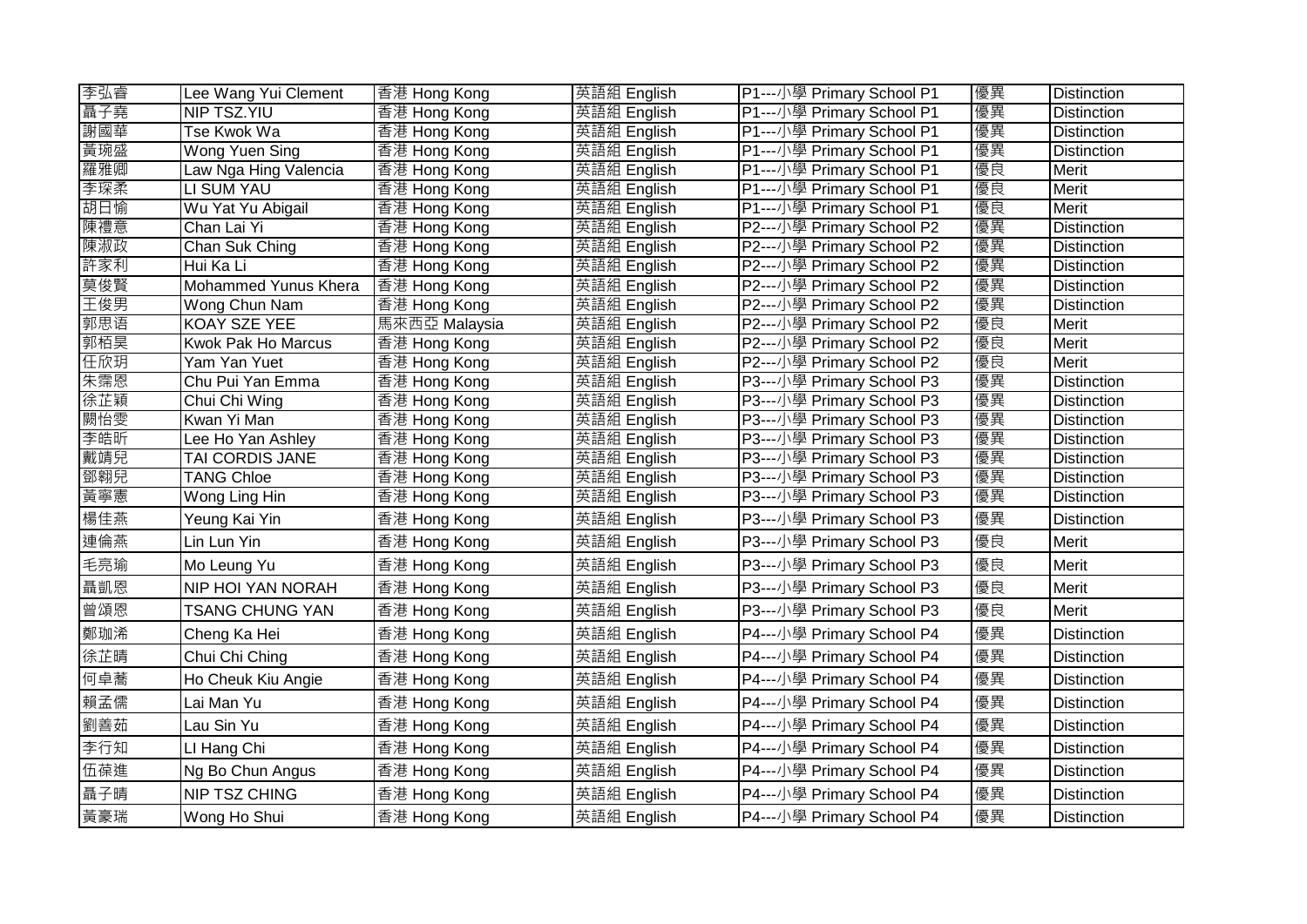| 李弘睿 | Lee Wang Yui Clement | 香港 Hong Kong | 英語組 English | P1---小學 Primary School P1 | 優異 | Distinction |
|---|---|---|---|---|---|---|
| 聶子堯 | NIP TSZ.YIU | 香港 Hong Kong | 英語組 English | P1---小學 Primary School P1 | 優異 | Distinction |
| 謝國華 | Tse Kwok Wa | 香港 Hong Kong | 英語組 English | P1---小學 Primary School P1 | 優異 | Distinction |
| 黃琬盛 | Wong Yuen Sing | 香港 Hong Kong | 英語組 English | P1---小學 Primary School P1 | 優異 | Distinction |
| 羅雅卿 | Law Nga Hing Valencia | 香港 Hong Kong | 英語組 English | P1---小學 Primary School P1 | 優良 | Merit |
| 李琛柔 | LI SUM YAU | 香港 Hong Kong | 英語組 English | P1---小學 Primary School P1 | 優良 | Merit |
| 胡日愉 | Wu Yat Yu Abigail | 香港 Hong Kong | 英語組 English | P1---小學 Primary School P1 | 優良 | Merit |
| 陳禮意 | Chan Lai Yi | 香港 Hong Kong | 英語組 English | P2---小學 Primary School P2 | 優異 | Distinction |
| 陳淑政 | Chan Suk Ching | 香港 Hong Kong | 英語組 English | P2---小學 Primary School P2 | 優異 | Distinction |
| 許家利 | Hui Ka Li | 香港 Hong Kong | 英語組 English | P2---小學 Primary School P2 | 優異 | Distinction |
| 莫俊賢 | Mohammed Yunus Khera | 香港 Hong Kong | 英語組 English | P2---小學 Primary School P2 | 優異 | Distinction |
| 王俊男 | Wong Chun Nam | 香港 Hong Kong | 英語組 English | P2---小學 Primary School P2 | 優異 | Distinction |
| 郭思语 | KOAY SZE YEE | 馬來西亞 Malaysia | 英語組 English | P2---小學 Primary School P2 | 優良 | Merit |
| 郭栢昊 | Kwok Pak Ho Marcus | 香港 Hong Kong | 英語組 English | P2---小學 Primary School P2 | 優良 | Merit |
| 任欣玥 | Yam Yan Yuet | 香港 Hong Kong | 英語組 English | P2---小學 Primary School P2 | 優良 | Merit |
| 朱霈恩 | Chu Pui Yan Emma | 香港 Hong Kong | 英語組 English | P3---小學 Primary School P3 | 優異 | Distinction |
| 徐芷穎 | Chui Chi Wing | 香港 Hong Kong | 英語組 English | P3---小學 Primary School P3 | 優異 | Distinction |
| 關怡雯 | Kwan Yi Man | 香港 Hong Kong | 英語組 English | P3---小學 Primary School P3 | 優異 | Distinction |
| 李皓昕 | Lee Ho Yan Ashley | 香港 Hong Kong | 英語組 English | P3---小學 Primary School P3 | 優異 | Distinction |
| 戴靖兒 | TAI CORDIS JANE | 香港 Hong Kong | 英語組 English | P3---小學 Primary School P3 | 優異 | Distinction |
| 鄧翱兒 | TANG Chloe | 香港 Hong Kong | 英語組 English | P3---小學 Primary School P3 | 優異 | Distinction |
| 黃寧憲 | Wong Ling Hin | 香港 Hong Kong | 英語組 English | P3---小學 Primary School P3 | 優異 | Distinction |
| 楊佳燕 | Yeung Kai Yin | 香港 Hong Kong | 英語組 English | P3---小學 Primary School P3 | 優異 | Distinction |
| 連倫燕 | Lin Lun Yin | 香港 Hong Kong | 英語組 English | P3---小學 Primary School P3 | 優良 | Merit |
| 毛亮瑜 | Mo Leung Yu | 香港 Hong Kong | 英語組 English | P3---小學 Primary School P3 | 優良 | Merit |
| 聶凱恩 | NIP HOI YAN NORAH | 香港 Hong Kong | 英語組 English | P3---小學 Primary School P3 | 優良 | Merit |
| 曾頌恩 | TSANG CHUNG YAN | 香港 Hong Kong | 英語組 English | P3---小學 Primary School P3 | 優良 | Merit |
| 鄭珈浠 | Cheng Ka Hei | 香港 Hong Kong | 英語組 English | P4---小學 Primary School P4 | 優異 | Distinction |
| 徐芷晴 | Chui Chi Ching | 香港 Hong Kong | 英語組 English | P4---小學 Primary School P4 | 優異 | Distinction |
| 何卓蕎 | Ho Cheuk Kiu Angie | 香港 Hong Kong | 英語組 English | P4---小學 Primary School P4 | 優異 | Distinction |
| 賴孟儒 | Lai Man Yu | 香港 Hong Kong | 英語組 English | P4---小學 Primary School P4 | 優異 | Distinction |
| 劉善茹 | Lau Sin Yu | 香港 Hong Kong | 英語組 English | P4---小學 Primary School P4 | 優異 | Distinction |
| 李行知 | LI Hang Chi | 香港 Hong Kong | 英語組 English | P4---小學 Primary School P4 | 優異 | Distinction |
| 伍葆進 | Ng Bo Chun Angus | 香港 Hong Kong | 英語組 English | P4---小學 Primary School P4 | 優異 | Distinction |
| 聶子晴 | NIP TSZ CHING | 香港 Hong Kong | 英語組 English | P4---小學 Primary School P4 | 優異 | Distinction |
| 黃豪瑞 | Wong Ho Shui | 香港 Hong Kong | 英語組 English | P4---小學 Primary School P4 | 優異 | Distinction |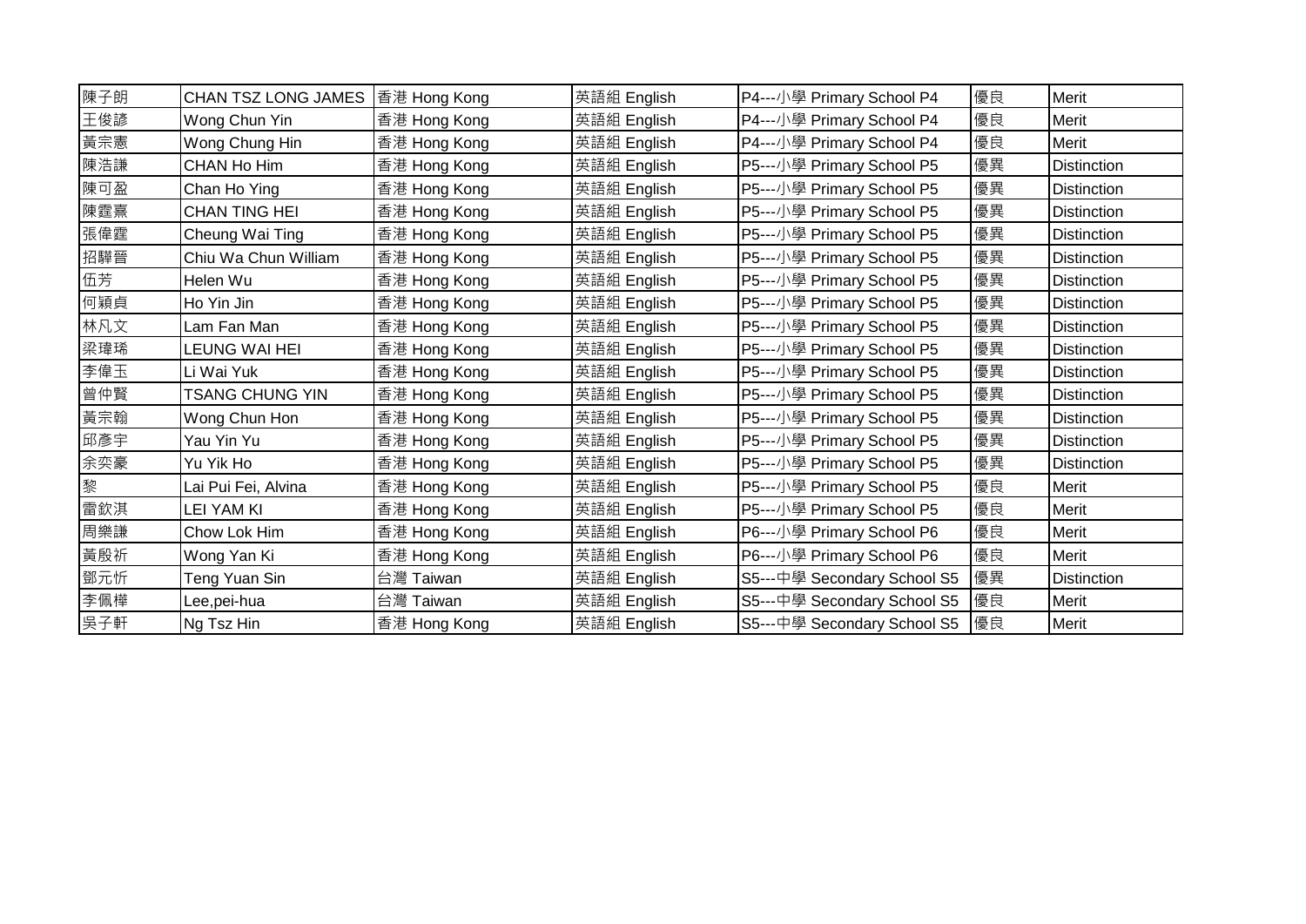| | | | | | | |
|---|---|---|---|---|---|---|
| 陳子朗 | CHAN TSZ LONG JAMES | 香港 Hong Kong | 英語組 English | P4---小學 Primary School P4 | 優良 | Merit |
| 王俊諺 | Wong Chun Yin | 香港 Hong Kong | 英語組 English | P4---小學 Primary School P4 | 優良 | Merit |
| 黃宗憲 | Wong Chung Hin | 香港 Hong Kong | 英語組 English | P4---小學 Primary School P4 | 優良 | Merit |
| 陳浩謙 | CHAN Ho Him | 香港 Hong Kong | 英語組 English | P5---小學 Primary School P5 | 優異 | Distinction |
| 陳可盈 | Chan Ho Ying | 香港 Hong Kong | 英語組 English | P5---小學 Primary School P5 | 優異 | Distinction |
| 陳霆熹 | CHAN TING HEI | 香港 Hong Kong | 英語組 English | P5---小學 Primary School P5 | 優異 | Distinction |
| 張偉霆 | Cheung Wai Ting | 香港 Hong Kong | 英語組 English | P5---小學 Primary School P5 | 優異 | Distinction |
| 招驊晉 | Chiu Wa Chun William | 香港 Hong Kong | 英語組 English | P5---小學 Primary School P5 | 優異 | Distinction |
| 伍芳 | Helen Wu | 香港 Hong Kong | 英語組 English | P5---小學 Primary School P5 | 優異 | Distinction |
| 何穎貞 | Ho Yin Jin | 香港 Hong Kong | 英語組 English | P5---小學 Primary School P5 | 優異 | Distinction |
| 林凡文 | Lam Fan Man | 香港 Hong Kong | 英語組 English | P5---小學 Primary School P5 | 優異 | Distinction |
| 梁瑋烯 | LEUNG WAI HEI | 香港 Hong Kong | 英語組 English | P5---小學 Primary School P5 | 優異 | Distinction |
| 李偉玉 | Li Wai Yuk | 香港 Hong Kong | 英語組 English | P5---小學 Primary School P5 | 優異 | Distinction |
| 曾仲賢 | TSANG CHUNG YIN | 香港 Hong Kong | 英語組 English | P5---小學 Primary School P5 | 優異 | Distinction |
| 黃宗翰 | Wong Chun Hon | 香港 Hong Kong | 英語組 English | P5---小學 Primary School P5 | 優異 | Distinction |
| 邱彥宇 | Yau Yin Yu | 香港 Hong Kong | 英語組 English | P5---小學 Primary School P5 | 優異 | Distinction |
| 余奕豪 | Yu Yik Ho | 香港 Hong Kong | 英語組 English | P5---小學 Primary School P5 | 優異 | Distinction |
| 黎 | Lai Pui Fei, Alvina | 香港 Hong Kong | 英語組 English | P5---小學 Primary School P5 | 優良 | Merit |
| 雷欽淇 | LEI YAM KI | 香港 Hong Kong | 英語組 English | P5---小學 Primary School P5 | 優良 | Merit |
| 周樂謙 | Chow Lok Him | 香港 Hong Kong | 英語組 English | P6---小學 Primary School P6 | 優良 | Merit |
| 黃殷祈 | Wong Yan Ki | 香港 Hong Kong | 英語組 English | P6---小學 Primary School P6 | 優良 | Merit |
| 鄧元忻 | Teng Yuan Sin | 台灣 Taiwan | 英語組 English | S5---中學 Secondary School S5 | 優異 | Distinction |
| 李佩樺 | Lee,pei-hua | 台灣 Taiwan | 英語組 English | S5---中學 Secondary School S5 | 優良 | Merit |
| 吳子軒 | Ng Tsz Hin | 香港 Hong Kong | 英語組 English | S5---中學 Secondary School S5 | 優良 | Merit |